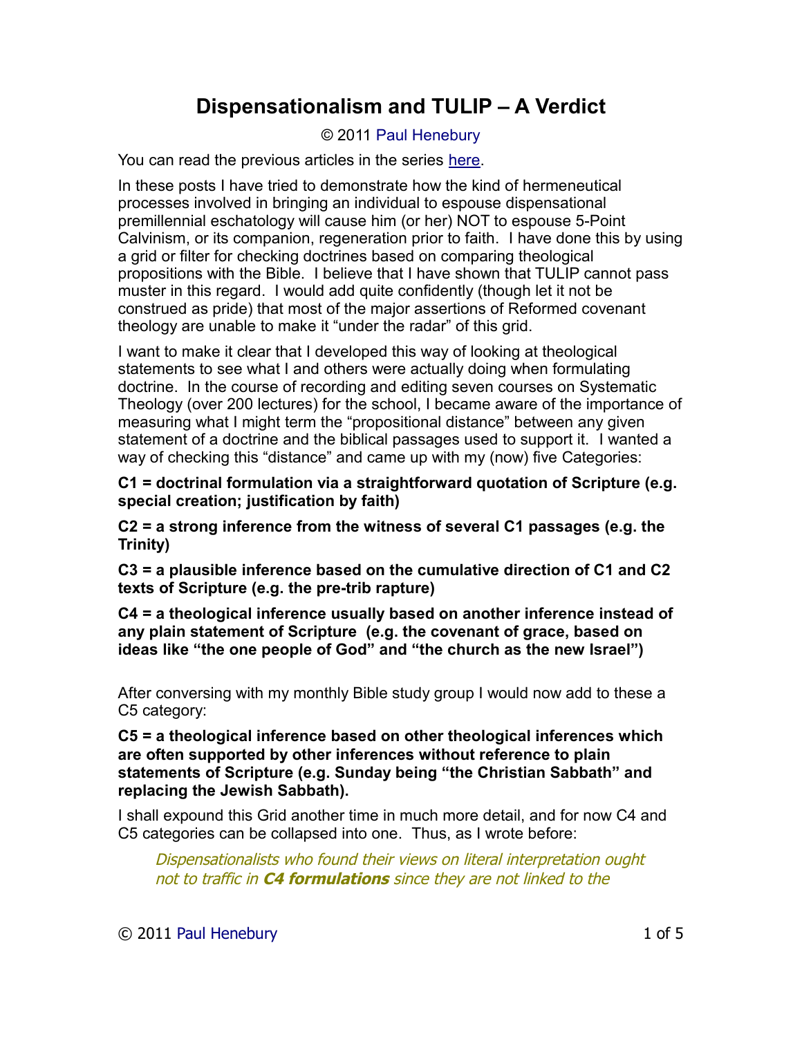# Dispensationalism and TULIP – A Verdict

© 2011 Paul Henebury

You can read the previous articles in the series here.

In these posts I have tried to demonstrate how the kind of hermeneutical processes involved in bringing an individual to espouse dispensational premillennial eschatology will cause him (or her) NOT to espouse 5-Point Calvinism, or its companion, regeneration prior to faith. I have done this by using a grid or filter for checking doctrines based on comparing theological propositions with the Bible. I believe that I have shown that TULIP cannot pass muster in this regard. I would add quite confidently (though let it not be construed as pride) that most of the major assertions of Reformed covenant theology are unable to make it "under the radar" of this grid.

I want to make it clear that I developed this way of looking at theological statements to see what I and others were actually doing when formulating doctrine. In the course of recording and editing seven courses on Systematic Theology (over 200 lectures) for the school, I became aware of the importance of measuring what I might term the "propositional distance" between any given statement of a doctrine and the biblical passages used to support it. I wanted a way of checking this "distance" and came up with my (now) five Categories:

**C1 = doctrinal formulation via a straightforward quotation of Scripture (e.g. special creation; justification by faith)**

**C2 = a strong inference from the witness of several C1 passages (e.g. the Trinity)**

**C3 = a plausible inference based on the cumulative direction of C1 and C2 texts of Scripture (e.g. the pre-trib rapture)**

**C4 = a theological inference usually based on another inference instead of any plain statement of Scripture (e.g. the covenant of grace, based on ideas like "the one people of God" and "the church as the new Israel")**

After conversing with my monthly Bible study group I would now add to these a C5 category:

**C5 = a theological inference based on other theological inferences which are often supported by other inferences without reference to plain statements of Scripture (e.g. Sunday being "the Christian Sabbath" and replacing the Jewish Sabbath).**

I shall expound this Grid another time in much more detail, and for now C4 and C5 categories can be collapsed into one. Thus, as I wrote before:

> *Dispensationalists who found their views on literal interpretation ought not to traffic in **C4 formulations** since they are not linked to the*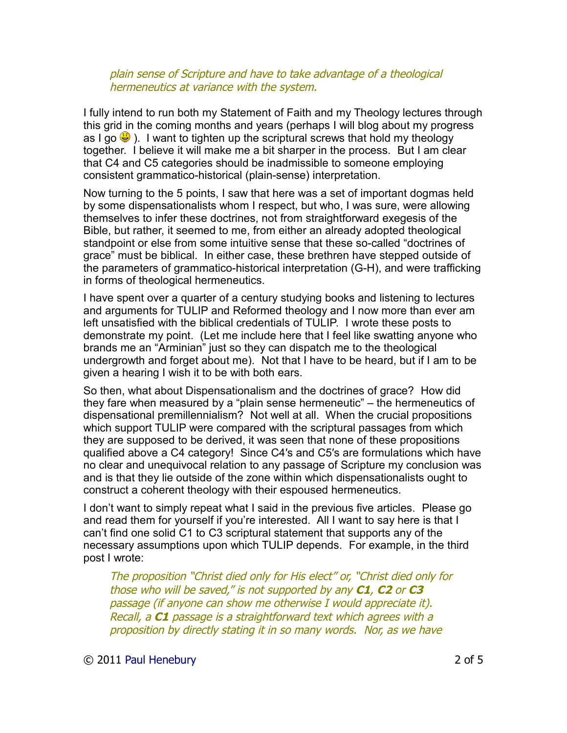*plain sense of Scripture and have to take advantage of a theological hermeneutics at variance with the system.*

I fully intend to run both my Statement of Faith and my Theology lectures through this grid in the coming months and years (perhaps I will blog about my progress as I go 😀 ). I want to tighten up the scriptural screws that hold my theology together. I believe it will make me a bit sharper in the process. But I am clear that C4 and C5 categories should be inadmissible to someone employing consistent grammatico-historical (plain-sense) interpretation.

Now turning to the 5 points, I saw that here was a set of important dogmas held by some dispensationalists whom I respect, but who, I was sure, were allowing themselves to infer these doctrines, not from straightforward exegesis of the Bible, but rather, it seemed to me, from either an already adopted theological standpoint or else from some intuitive sense that these so-called "doctrines of grace" must be biblical. In either case, these brethren have stepped outside of the parameters of grammatico-historical interpretation (G-H), and were trafficking in forms of theological hermeneutics.

I have spent over a quarter of a century studying books and listening to lectures and arguments for TULIP and Reformed theology and I now more than ever am left unsatisfied with the biblical credentials of TULIP. I wrote these posts to demonstrate my point. (Let me include here that I feel like swatting anyone who brands me an "Arminian" just so they can dispatch me to the theological undergrowth and forget about me). Not that I have to be heard, but if I am to be given a hearing I wish it to be with both ears.

So then, what about Dispensationalism and the doctrines of grace? How did they fare when measured by a "plain sense hermeneutic" – the hermeneutics of dispensational premillennialism? Not well at all. When the crucial propositions which support TULIP were compared with the scriptural passages from which they are supposed to be derived, it was seen that none of these propositions qualified above a C4 category! Since C4′s and C5′s are formulations which have no clear and unequivocal relation to any passage of Scripture my conclusion was and is that they lie outside of the zone within which dispensationalists ought to construct a coherent theology with their espoused hermeneutics.

I don't want to simply repeat what I said in the previous five articles. Please go and read them for yourself if you're interested. All I want to say here is that I can't find one solid C1 to C3 scriptural statement that supports any of the necessary assumptions upon which TULIP depends. For example, in the third post I wrote:

> *The proposition "Christ died only for His elect" or, "Christ died only for those who will be saved," is not supported by any **C1**, **C2** or **C3** passage (if anyone can show me otherwise I would appreciate it). Recall, a **C1** passage is a straightforward text which agrees with a proposition by directly stating it in so many words. Nor, as we have*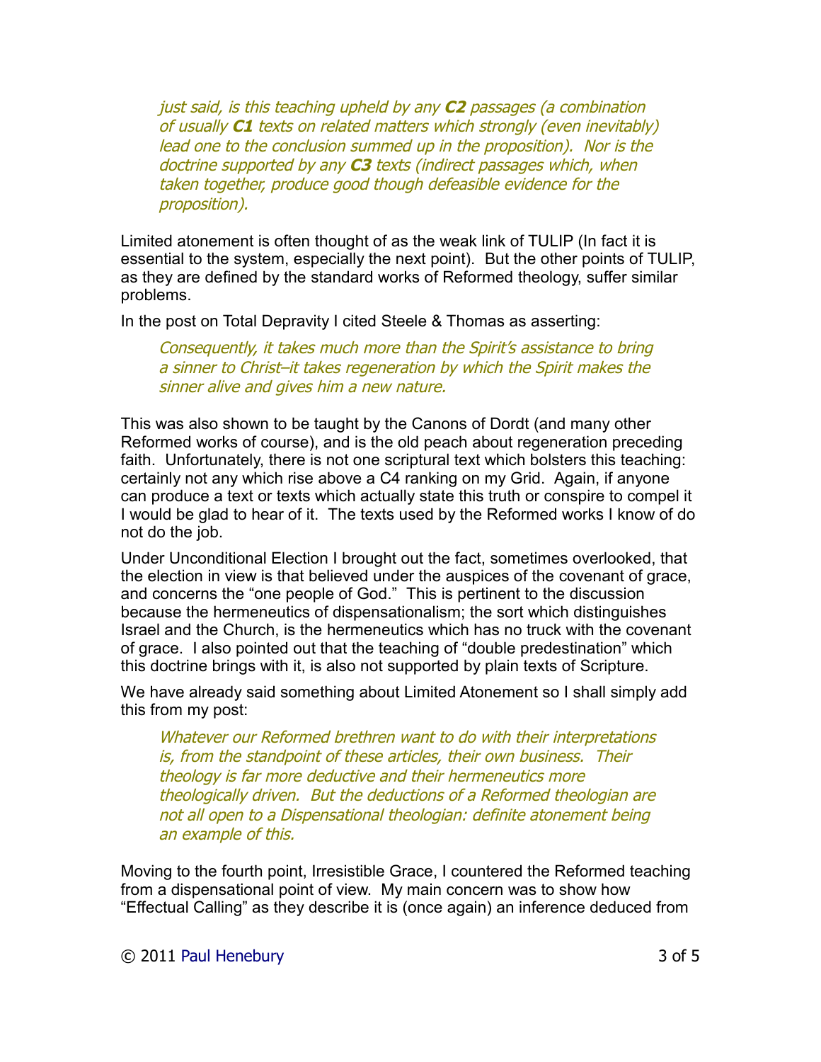> *just said, is this teaching upheld by any **C2** passages (a combination of usually **C1** texts on related matters which strongly (even inevitably) lead one to the conclusion summed up in the proposition). Nor is the doctrine supported by any **C3** texts (indirect passages which, when taken together, produce good though defeasible evidence for the proposition).*

Limited atonement is often thought of as the weak link of TULIP (In fact it is essential to the system, especially the next point). But the other points of TULIP, as they are defined by the standard works of Reformed theology, suffer similar problems.

In the post on Total Depravity I cited Steele & Thomas as asserting:

> *Consequently, it takes much more than the Spirit's assistance to bring a sinner to Christ–it takes regeneration by which the Spirit makes the sinner alive and gives him a new nature.*

This was also shown to be taught by the Canons of Dordt (and many other Reformed works of course), and is the old peach about regeneration preceding faith. Unfortunately, there is not one scriptural text which bolsters this teaching: certainly not any which rise above a C4 ranking on my Grid. Again, if anyone can produce a text or texts which actually state this truth or conspire to compel it I would be glad to hear of it. The texts used by the Reformed works I know of do not do the job.

Under Unconditional Election I brought out the fact, sometimes overlooked, that the election in view is that believed under the auspices of the covenant of grace, and concerns the "one people of God." This is pertinent to the discussion because the hermeneutics of dispensationalism; the sort which distinguishes Israel and the Church, is the hermeneutics which has no truck with the covenant of grace. I also pointed out that the teaching of "double predestination" which this doctrine brings with it, is also not supported by plain texts of Scripture.

We have already said something about Limited Atonement so I shall simply add this from my post:

> *Whatever our Reformed brethren want to do with their interpretations is, from the standpoint of these articles, their own business. Their theology is far more deductive and their hermeneutics more theologically driven. But the deductions of a Reformed theologian are not all open to a Dispensational theologian: definite atonement being an example of this.*

Moving to the fourth point, Irresistible Grace, I countered the Reformed teaching from a dispensational point of view. My main concern was to show how "Effectual Calling" as they describe it is (once again) an inference deduced from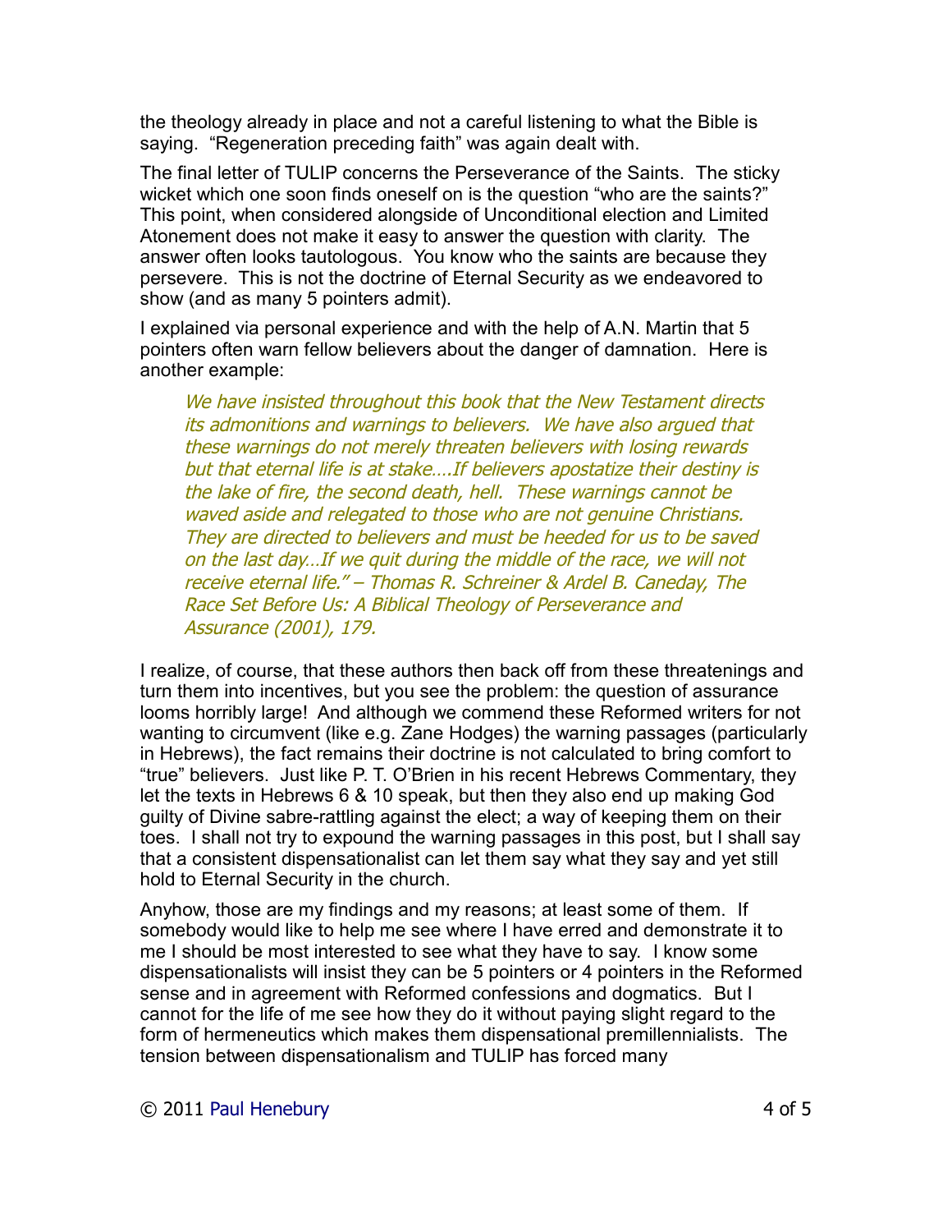the theology already in place and not a careful listening to what the Bible is saying. “Regeneration preceding faith” was again dealt with.

The final letter of TULIP concerns the Perseverance of the Saints. The sticky wicket which one soon finds oneself on is the question “who are the saints?” This point, when considered alongside of Unconditional election and Limited Atonement does not make it easy to answer the question with clarity. The answer often looks tautologous. You know who the saints are because they persevere. This is not the doctrine of Eternal Security as we endeavored to show (and as many 5 pointers admit).

I explained via personal experience and with the help of A.N. Martin that 5 pointers often warn fellow believers about the danger of damnation. Here is another example:

> *We have insisted throughout this book that the New Testament directs its admonitions and warnings to believers. We have also argued that these warnings do not merely threaten believers with losing rewards but that eternal life is at stake….If believers apostatize their destiny is the lake of fire, the second death, hell. These warnings cannot be waved aside and relegated to those who are not genuine Christians. They are directed to believers and must be heeded for us to be saved on the last day…If we quit during the middle of the race, we will not receive eternal life.” – Thomas R. Schreiner & Ardel B. Caneday, The Race Set Before Us: A Biblical Theology of Perseverance and Assurance (2001), 179.*

I realize, of course, that these authors then back off from these threatenings and turn them into incentives, but you see the problem: the question of assurance looms horribly large! And although we commend these Reformed writers for not wanting to circumvent (like e.g. Zane Hodges) the warning passages (particularly in Hebrews), the fact remains their doctrine is not calculated to bring comfort to “true” believers. Just like P. T. O’Brien in his recent Hebrews Commentary, they let the texts in Hebrews 6 & 10 speak, but then they also end up making God guilty of Divine sabre-rattling against the elect; a way of keeping them on their toes. I shall not try to expound the warning passages in this post, but I shall say that a consistent dispensationalist can let them say what they say and yet still hold to Eternal Security in the church.

Anyhow, those are my findings and my reasons; at least some of them. If somebody would like to help me see where I have erred and demonstrate it to me I should be most interested to see what they have to say. I know some dispensationalists will insist they can be 5 pointers or 4 pointers in the Reformed sense and in agreement with Reformed confessions and dogmatics. But I cannot for the life of me see how they do it without paying slight regard to the form of hermeneutics which makes them dispensational premillennialists. The tension between dispensationalism and TULIP has forced many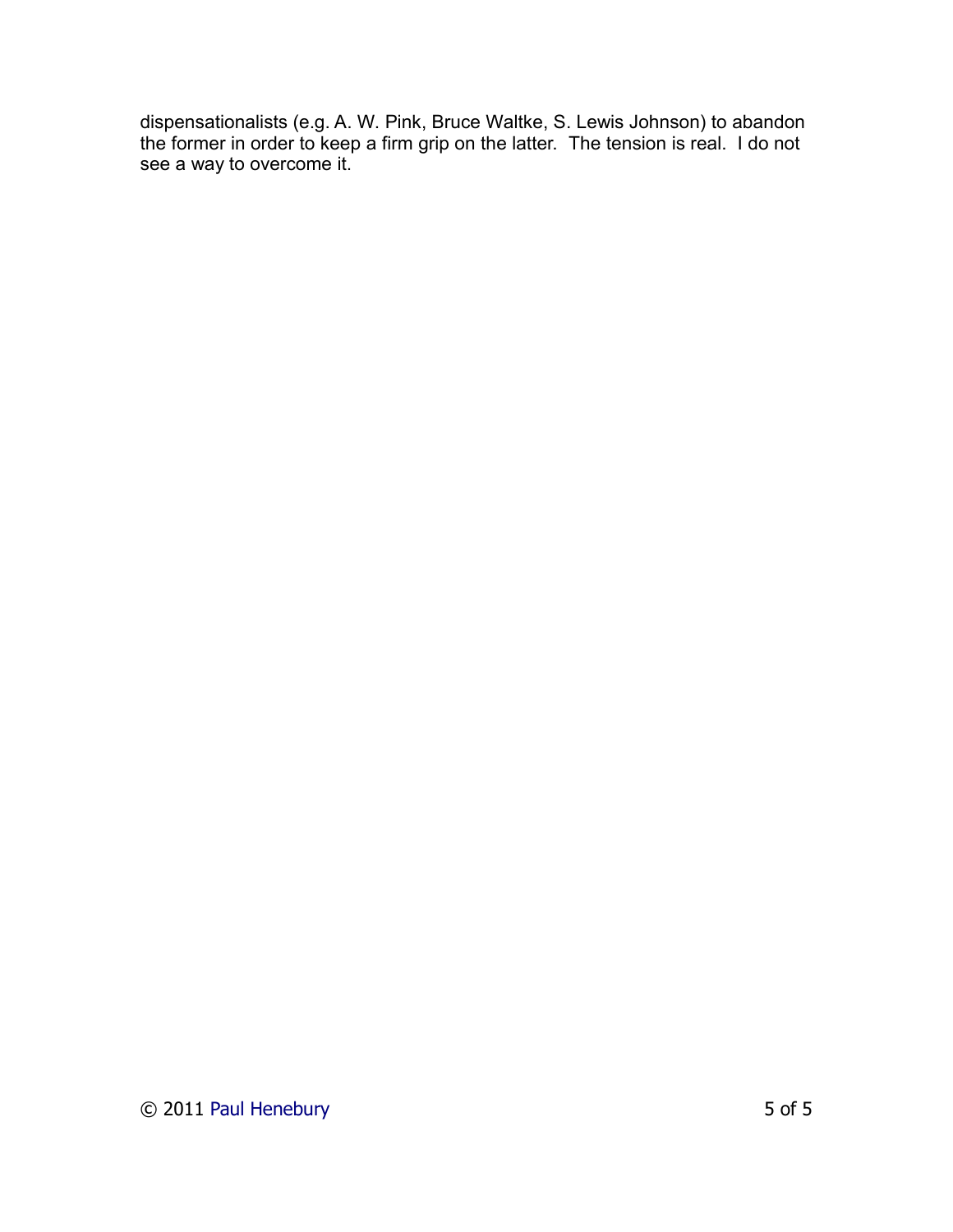dispensationalists (e.g. A. W. Pink, Bruce Waltke, S. Lewis Johnson) to abandon the former in order to keep a firm grip on the latter. The tension is real. I do not see a way to overcome it.